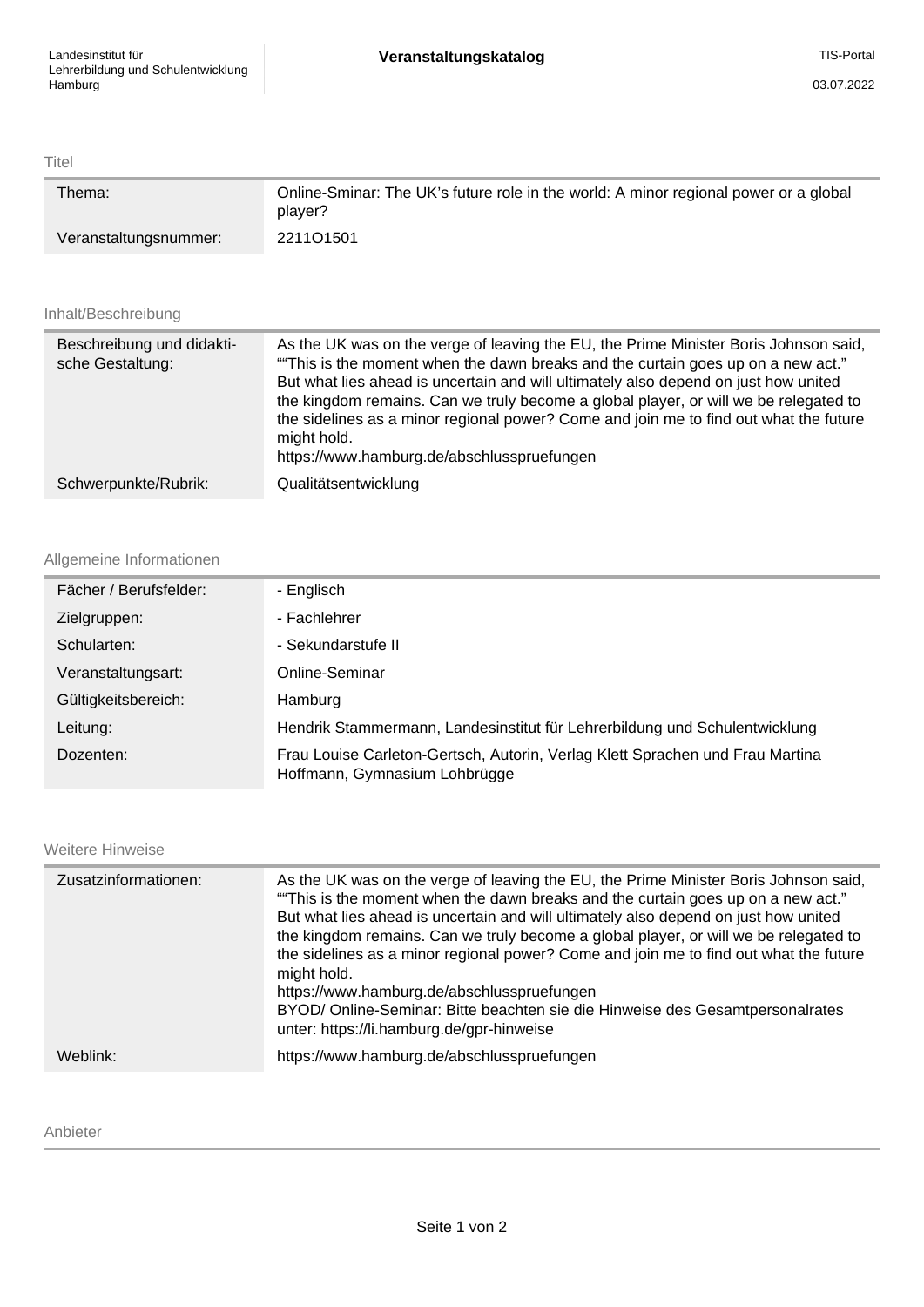| Landesinstitut für Lehrerbildung und Schulentwicklung Hamburg | **Veranstaltungskatalog** | TIS-Portal |
|---|---|---|
| | | 03.07.2022 |

## Titel

| | |
|---|---|
| Thema: | Online-Sminar: The UK’s future role in the world: A minor regional power or a global player? |
| Veranstaltungsnummer: | 2211O1501 |

## Inhalt/Beschreibung

| | |
|---|---|
| Beschreibung und didaktische Gestaltung: | As the UK was on the verge of leaving the EU, the Prime Minister Boris Johnson said, ““This is the moment when the dawn breaks and the curtain goes up on a new act.” But what lies ahead is uncertain and will ultimately also depend on just how united the kingdom remains. Can we truly become a global player, or will we be relegated to the sidelines as a minor regional power? Come and join me to find out what the future might hold.<br>https://www.hamburg.de/abschlusspruefungen |
| Schwerpunkte/Rubrik: | Qualitätsentwicklung |

## Allgemeine Informationen

| | |
|---|---|
| Fächer / Berufsfelder: | - Englisch |
| Zielgruppen: | - Fachlehrer |
| Schularten: | - Sekundarstufe II |
| Veranstaltungsart: | Online-Seminar |
| Gültigkeitsbereich: | Hamburg |
| Leitung: | Hendrik Stammermann, Landesinstitut für Lehrerbildung und Schulentwicklung |
| Dozenten: | Frau Louise Carleton-Gertsch, Autorin, Verlag Klett Sprachen und Frau Martina Hoffmann, Gymnasium Lohbrügge |

## Weitere Hinweise

| | |
|---|---|
| Zusatzinformationen: | As the UK was on the verge of leaving the EU, the Prime Minister Boris Johnson said, ““This is the moment when the dawn breaks and the curtain goes up on a new act.” But what lies ahead is uncertain and will ultimately also depend on just how united the kingdom remains. Can we truly become a global player, or will we be relegated to the sidelines as a minor regional power? Come and join me to find out what the future might hold.<br>https://www.hamburg.de/abschlusspruefungen<br>BYOD/ Online-Seminar: Bitte beachten sie die Hinweise des Gesamtpersonalrates unter: https://li.hamburg.de/gpr-hinweise |
| Weblink: | https://www.hamburg.de/abschlusspruefungen |

## Anbieter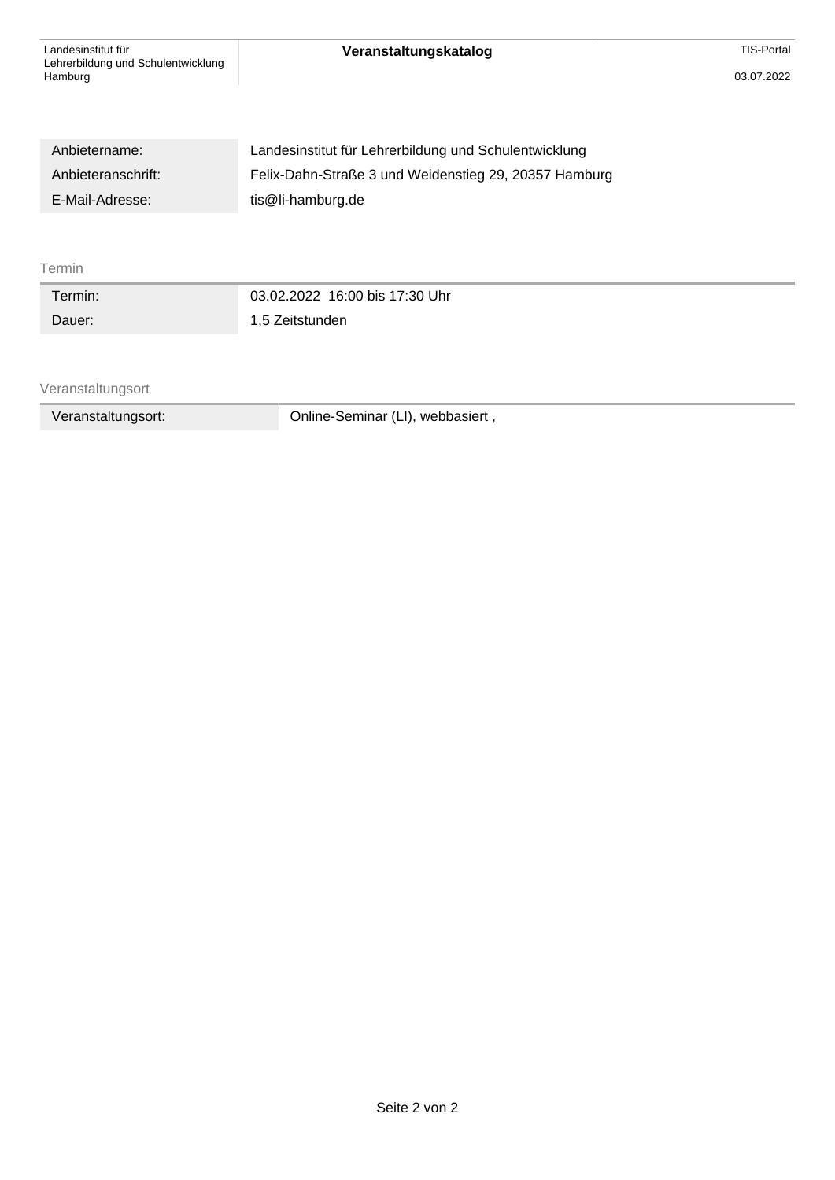| | |
|---|---|
| Anbietername: | Landesinstitut für Lehrerbildung und Schulentwicklung |
| Anbieteranschrift: | Felix-Dahn-Straße 3 und Weidenstieg 29, 20357 Hamburg |
| E-Mail-Adresse: | tis@li-hamburg.de |

## Termin

| | |
|---|---|
| Termin: | 03.02.2022 16:00 bis 17:30 Uhr |
| Dauer: | 1,5 Zeitstunden |

## Veranstaltungsort

| | |
|---|---|
| Veranstaltungsort: | Online-Seminar (LI), webbasiert , |